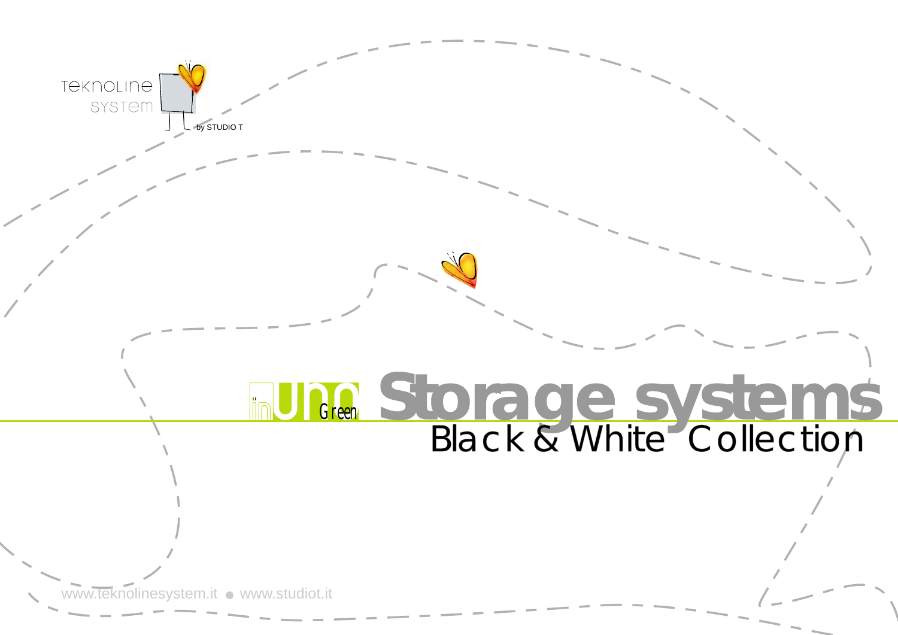TEKNOLINE SYSTEM

by STUDIO T

inUno Green

# Storage systems

## Black & White Collection

www.teknolinesystem.it ● www.studiot.it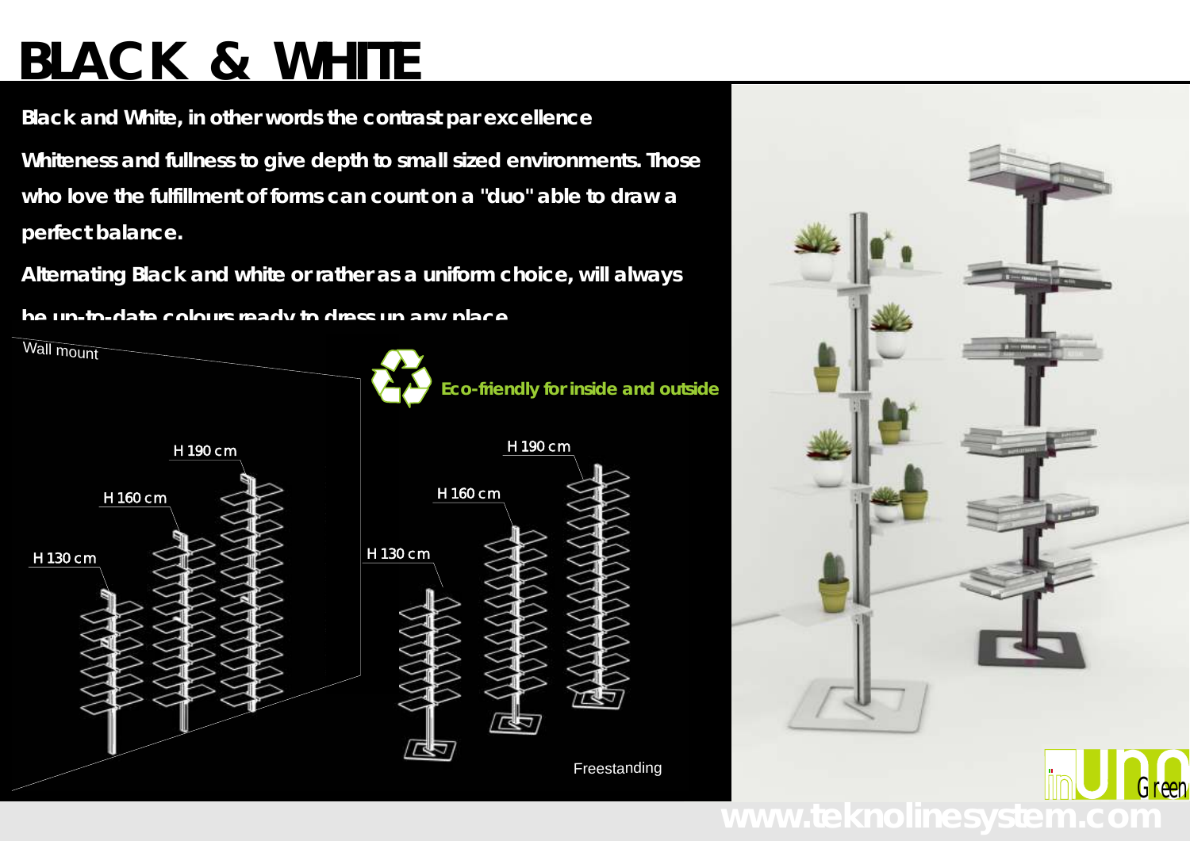# BLACK & WHITE

**Black and White, in other words the contrast par excellence**

**Whiteness and fullness to give depth to small sized environments. Those who love the fulfillment of forms can count on a "duo" able to draw a perfect balance.**

**Alternating Black and white or rather as a uniform choice, will always be up-to-date colours ready to dress up any place**

Wall mount

**Eco-friendly for inside and outside**

H 190 cm

H 160 cm

H 130 cm

H 190 cm

H 160 cm

H 130 cm

Freestanding

inUno Green

www.teknolinesystem.com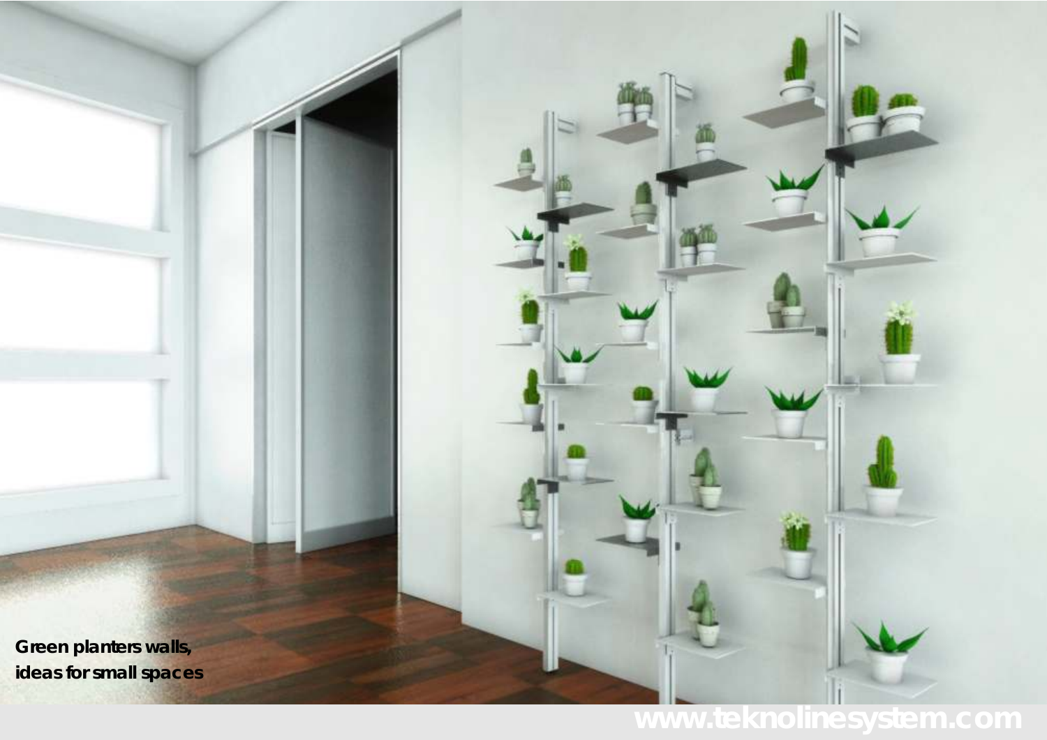**Green planters walls,
ideas for small spaces**

www.teknolinesystem.com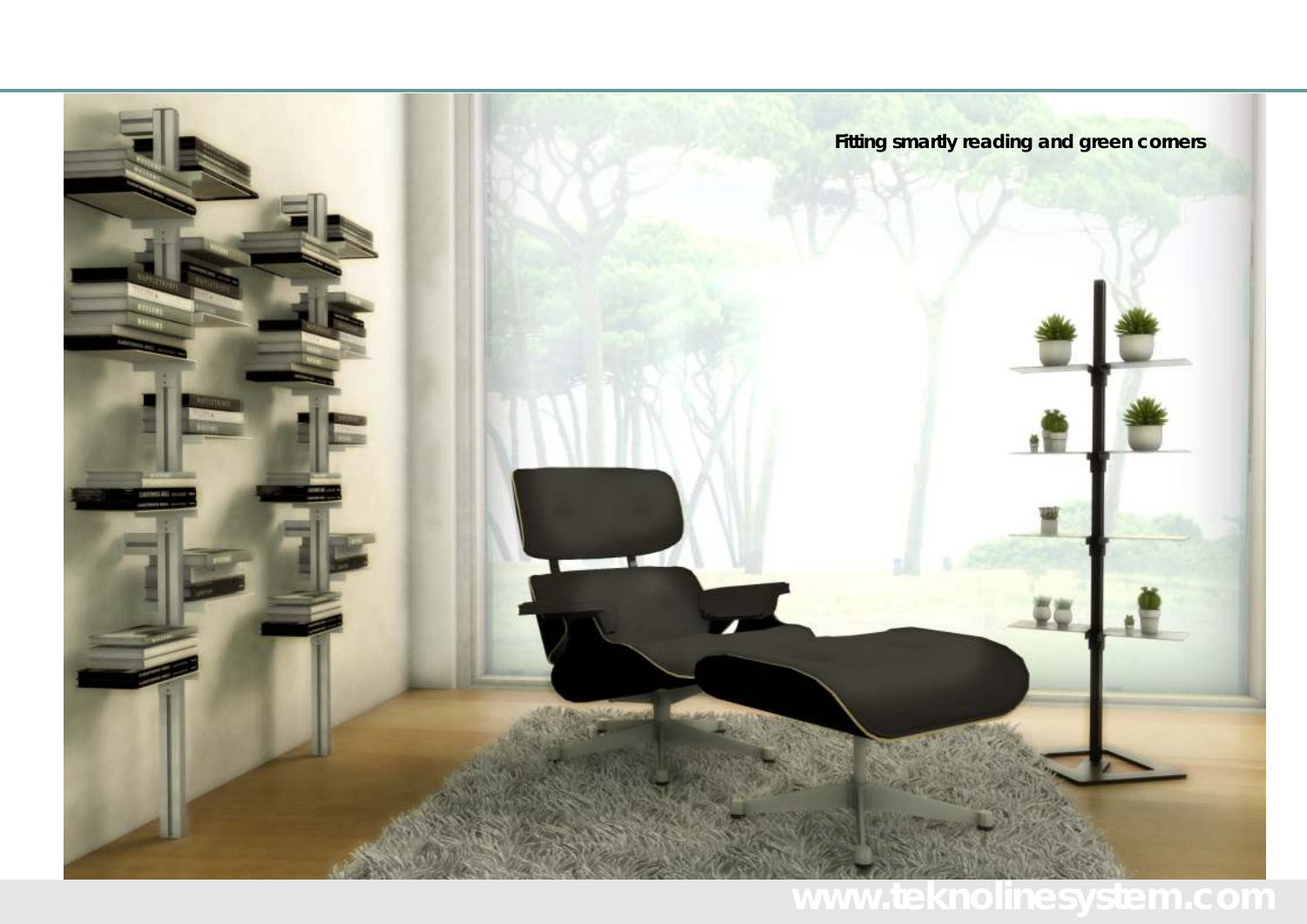Fitting smartly reading and green corners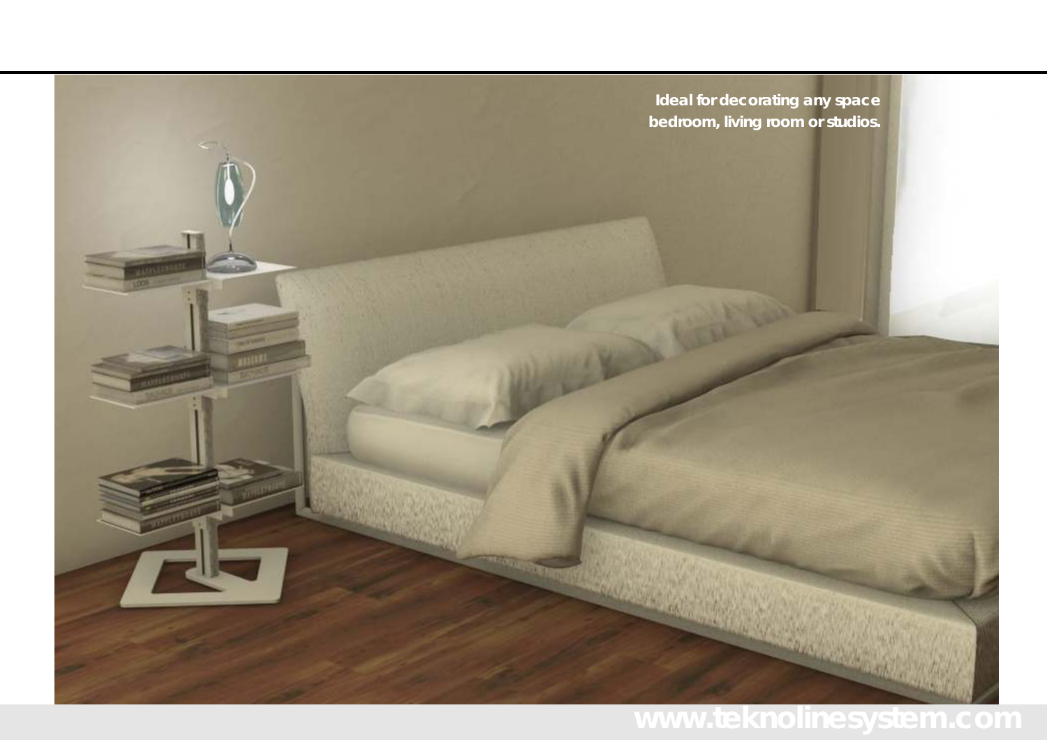Ideal for decorating any space
bedroom, living room or studios.

www.teknolinesystem.com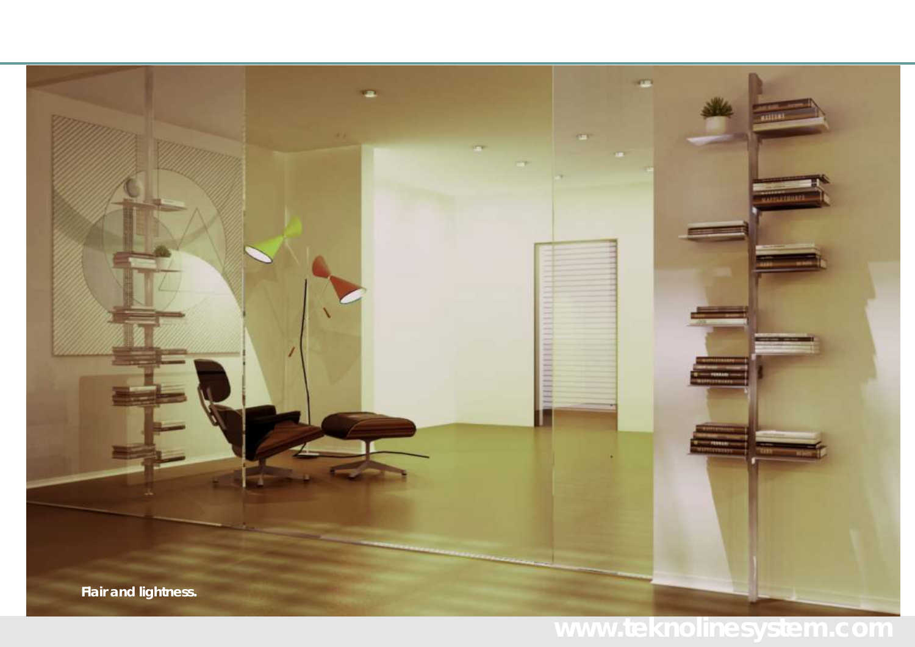Flair and lightness.

www.teknolinesystem.com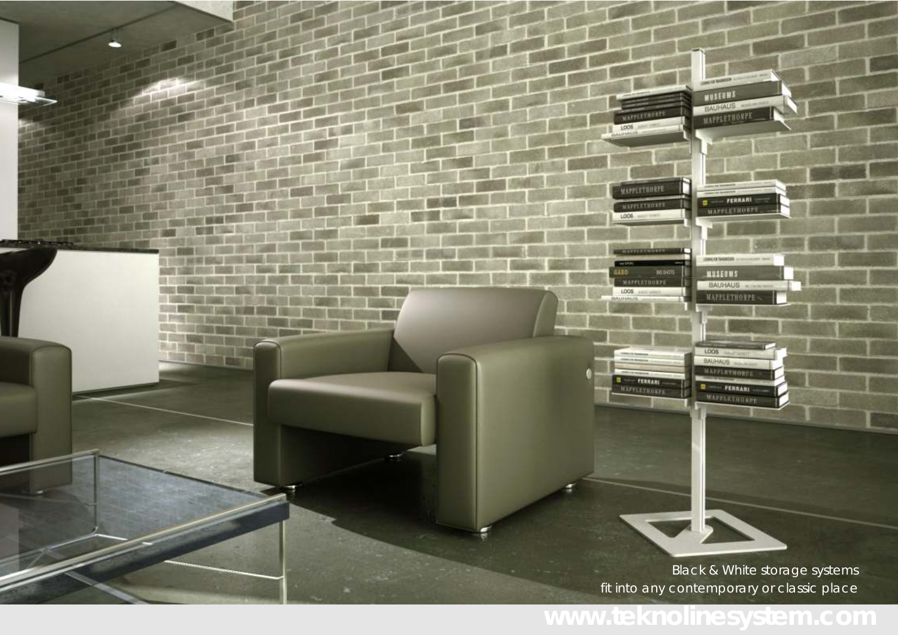Black & White storage systems
fit into any contemporary or classic place

www.teknolinesystem.com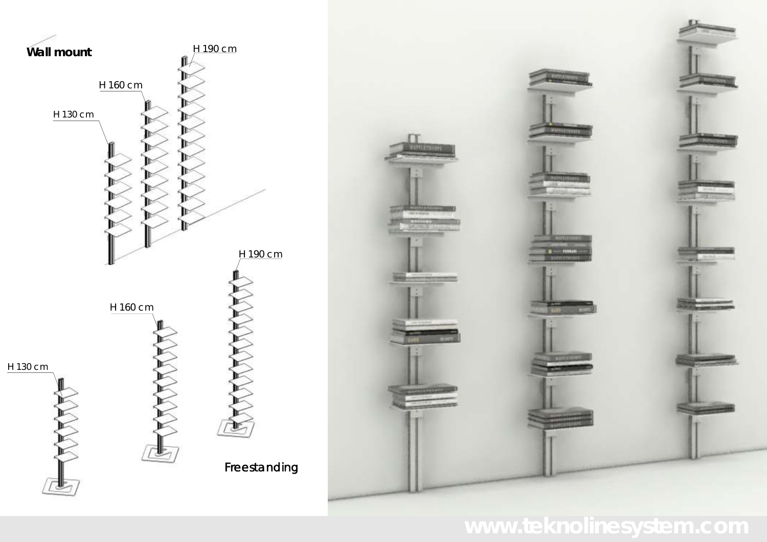**Wall mount**

H 130 cm

H 160 cm

H 190 cm

H 130 cm

H 160 cm

H 190 cm

Freestanding

www.teknolinesystem.com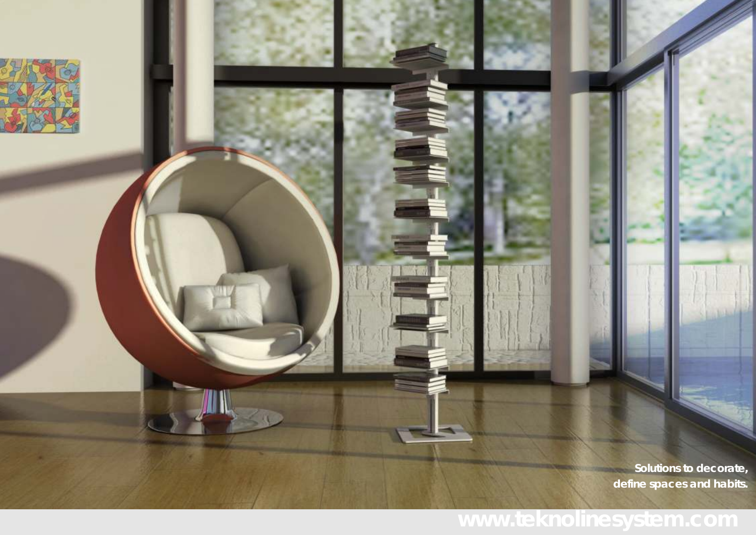**Solutions to decorate,**
**define spaces and habits.**

www.teknolinesystem.com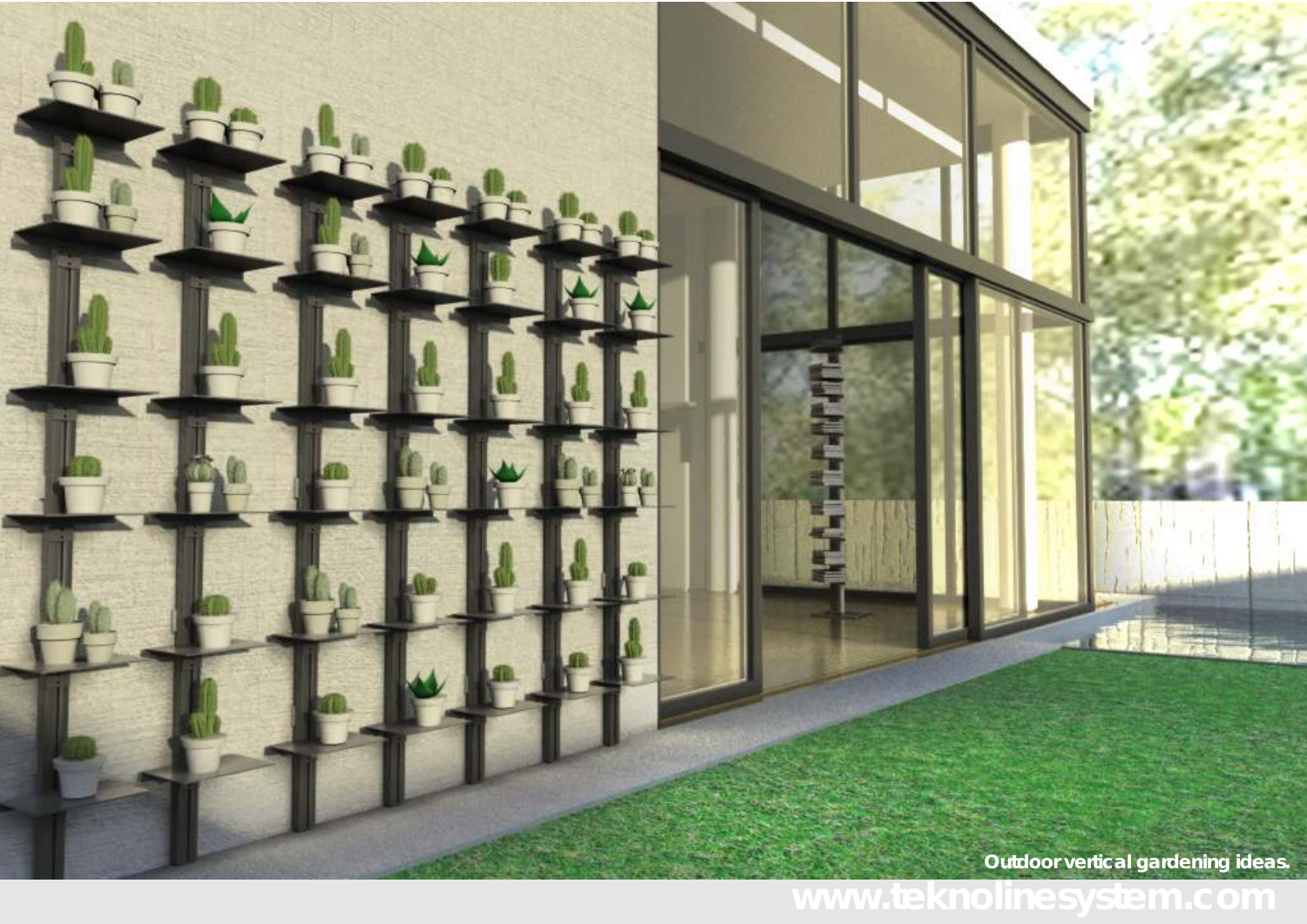Outdoor vertical gardening ideas.

www.teknolinesystem.com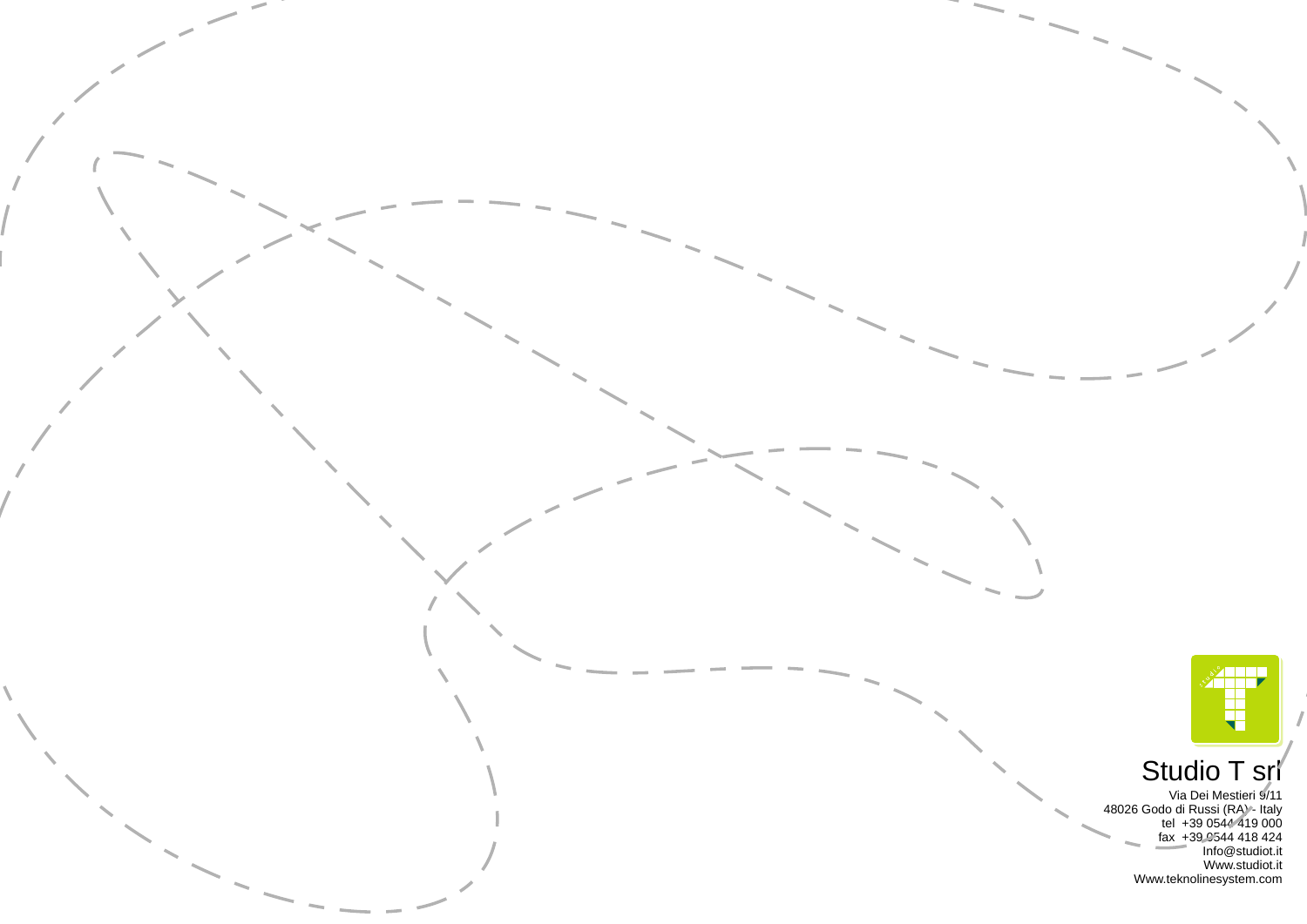Studio T srl

Via Dei Mestieri 9/11
48026 Godo di Russi (RA) - Italy
tel +39 0544 419 000
fax +39 0544 418 424
Info@studiot.it
Www.studiot.it
Www.teknolinesystem.com